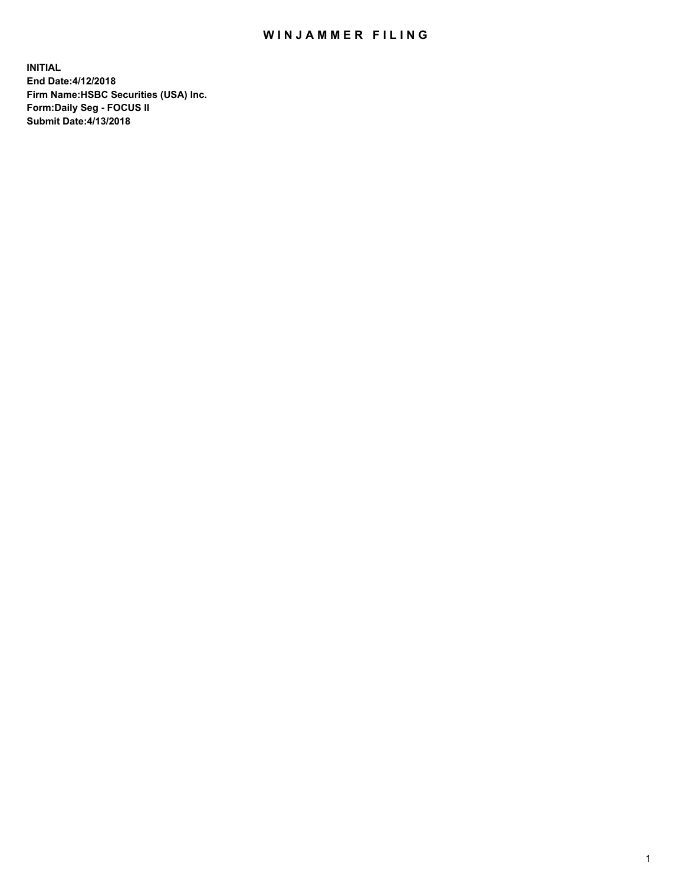# WINJAMMER FILING

**INITIAL**
**End Date:4/12/2018**
**Firm Name:HSBC Securities (USA) Inc.**
**Form:Daily Seg - FOCUS II**
**Submit Date:4/13/2018**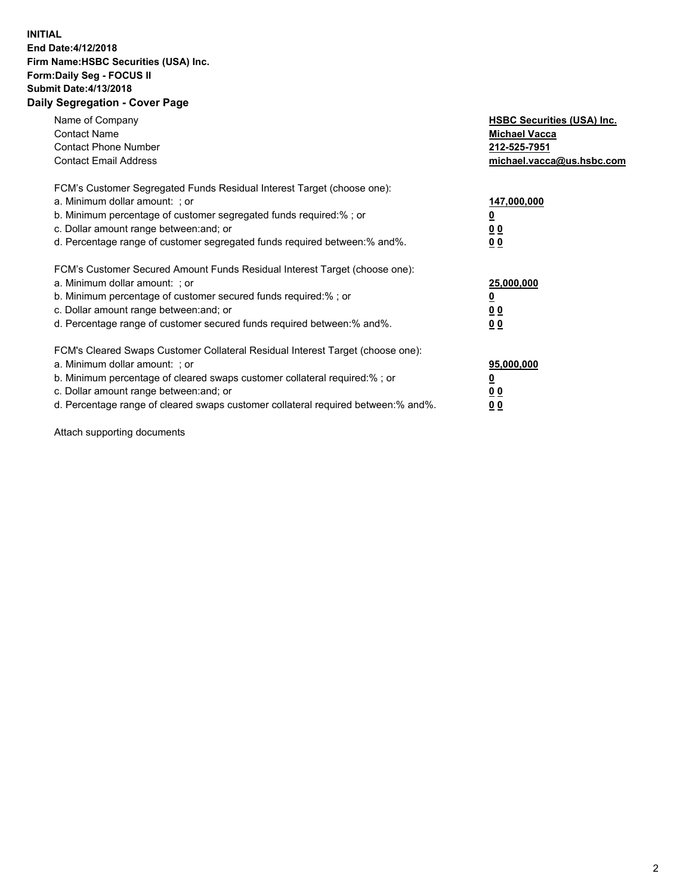**INITIAL**
**End Date:4/12/2018**
**Firm Name:HSBC Securities (USA) Inc.**
**Form:Daily Seg - FOCUS II**
**Submit Date:4/13/2018**

## Daily Segregation - Cover Page

| | |
|---|---|
| Name of Company | **HSBC Securities (USA) Inc.** |
| Contact Name | **Michael Vacca** |
| Contact Phone Number | **212-525-7951** |
| Contact Email Address | **michael.vacca@us.hsbc.com** |

| | |
|---|---|
| FCM's Customer Segregated Funds Residual Interest Target (choose one): | |
| a. Minimum dollar amount: ; or | **147,000,000** |
| b. Minimum percentage of customer segregated funds required:% ; or | **0** |
| c. Dollar amount range between:and; or | **0 0** |
| d. Percentage range of customer segregated funds required between:% and%. | **0 0** |

| | |
|---|---|
| FCM's Customer Secured Amount Funds Residual Interest Target (choose one): | |
| a. Minimum dollar amount: ; or | **25,000,000** |
| b. Minimum percentage of customer secured funds required:% ; or | **0** |
| c. Dollar amount range between:and; or | **0 0** |
| d. Percentage range of customer secured funds required between:% and%. | **0 0** |

| | |
|---|---|
| FCM's Cleared Swaps Customer Collateral Residual Interest Target (choose one): | |
| a. Minimum dollar amount: ; or | **95,000,000** |
| b. Minimum percentage of cleared swaps customer collateral required:% ; or | **0** |
| c. Dollar amount range between:and; or | **0 0** |
| d. Percentage range of cleared swaps customer collateral required between:% and%. | **0 0** |

Attach supporting documents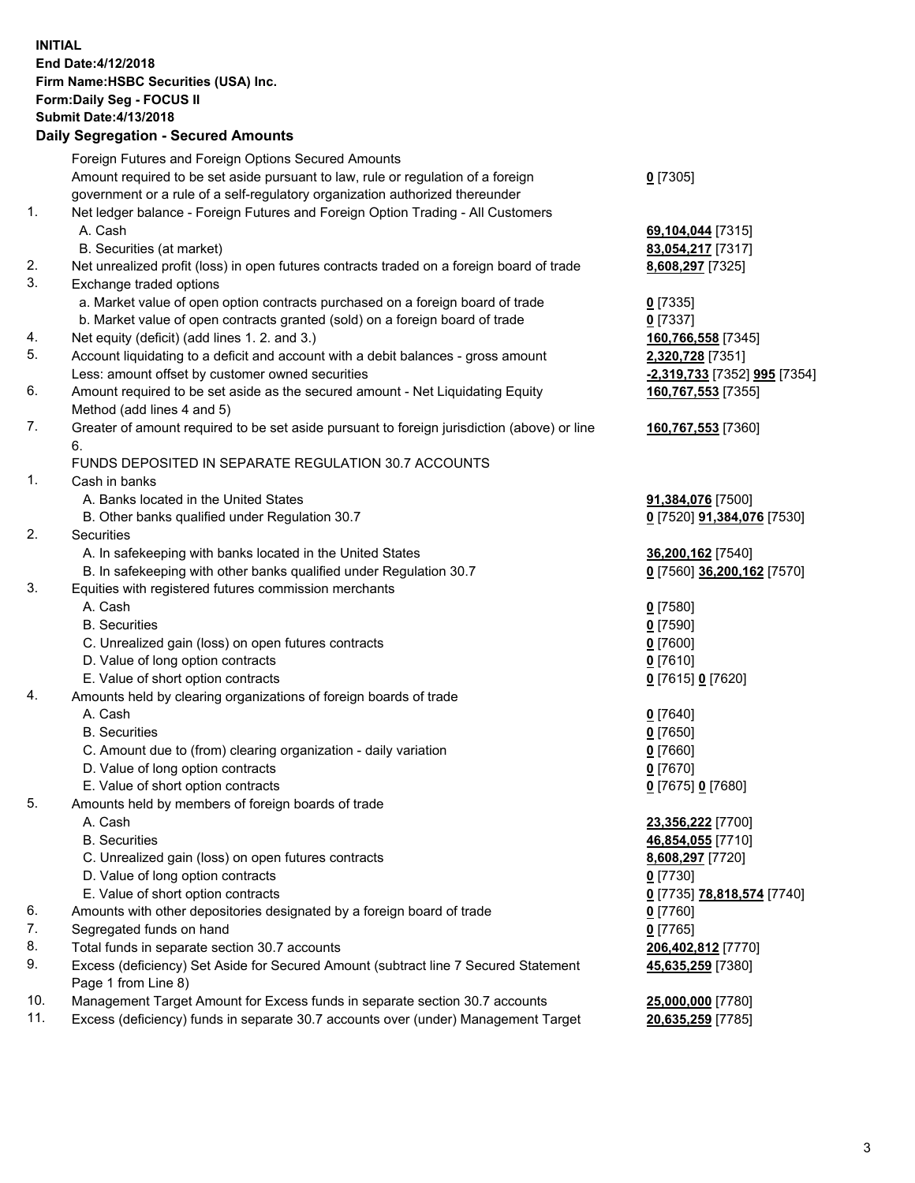**INITIAL**
**End Date:4/12/2018**
**Firm Name:HSBC Securities (USA) Inc.**
**Form:Daily Seg - FOCUS II**
**Submit Date:4/13/2018**

## Daily Segregation - Secured Amounts

| | | |
|---|---|---|
| | Foreign Futures and Foreign Options Secured Amounts | |
| | Amount required to be set aside pursuant to law, rule or regulation of a foreign government or a rule of a self-regulatory organization authorized thereunder | **0** [7305] |
| 1. | Net ledger balance - Foreign Futures and Foreign Option Trading - All Customers | |
| | A. Cash | **69,104,044** [7315] |
| | B. Securities (at market) | **83,054,217** [7317] |
| 2. | Net unrealized profit (loss) in open futures contracts traded on a foreign board of trade | **8,608,297** [7325] |
| 3. | Exchange traded options | |
| | a. Market value of open option contracts purchased on a foreign board of trade | **0** [7335] |
| | b. Market value of open contracts granted (sold) on a foreign board of trade | **0** [7337] |
| 4. | Net equity (deficit) (add lines 1. 2. and 3.) | **160,766,558** [7345] |
| 5. | Account liquidating to a deficit and account with a debit balances - gross amount | **2,320,728** [7351] |
| | Less: amount offset by customer owned securities | **-2,319,733** [7352] **995** [7354] |
| 6. | Amount required to be set aside as the secured amount - Net Liquidating Equity Method (add lines 4 and 5) | **160,767,553** [7355] |
| 7. | Greater of amount required to be set aside pursuant to foreign jurisdiction (above) or line 6. | **160,767,553** [7360] |
| | FUNDS DEPOSITED IN SEPARATE REGULATION 30.7 ACCOUNTS | |
| 1. | Cash in banks | |
| | A. Banks located in the United States | **91,384,076** [7500] |
| | B. Other banks qualified under Regulation 30.7 | **0** [7520] **91,384,076** [7530] |
| 2. | Securities | |
| | A. In safekeeping with banks located in the United States | **36,200,162** [7540] |
| | B. In safekeeping with other banks qualified under Regulation 30.7 | **0** [7560] **36,200,162** [7570] |
| 3. | Equities with registered futures commission merchants | |
| | A. Cash | **0** [7580] |
| | B. Securities | **0** [7590] |
| | C. Unrealized gain (loss) on open futures contracts | **0** [7600] |
| | D. Value of long option contracts | **0** [7610] |
| | E. Value of short option contracts | **0** [7615] **0** [7620] |
| 4. | Amounts held by clearing organizations of foreign boards of trade | |
| | A. Cash | **0** [7640] |
| | B. Securities | **0** [7650] |
| | C. Amount due to (from) clearing organization - daily variation | **0** [7660] |
| | D. Value of long option contracts | **0** [7670] |
| | E. Value of short option contracts | **0** [7675] **0** [7680] |
| 5. | Amounts held by members of foreign boards of trade | |
| | A. Cash | **23,356,222** [7700] |
| | B. Securities | **46,854,055** [7710] |
| | C. Unrealized gain (loss) on open futures contracts | **8,608,297** [7720] |
| | D. Value of long option contracts | **0** [7730] |
| | E. Value of short option contracts | **0** [7735] **78,818,574** [7740] |
| 6. | Amounts with other depositories designated by a foreign board of trade | **0** [7760] |
| 7. | Segregated funds on hand | **0** [7765] |
| 8. | Total funds in separate section 30.7 accounts | **206,402,812** [7770] |
| 9. | Excess (deficiency) Set Aside for Secured Amount (subtract line 7 Secured Statement Page 1 from Line 8) | **45,635,259** [7380] |
| 10. | Management Target Amount for Excess funds in separate section 30.7 accounts | **25,000,000** [7780] |
| 11. | Excess (deficiency) funds in separate 30.7 accounts over (under) Management Target | **20,635,259** [7785] |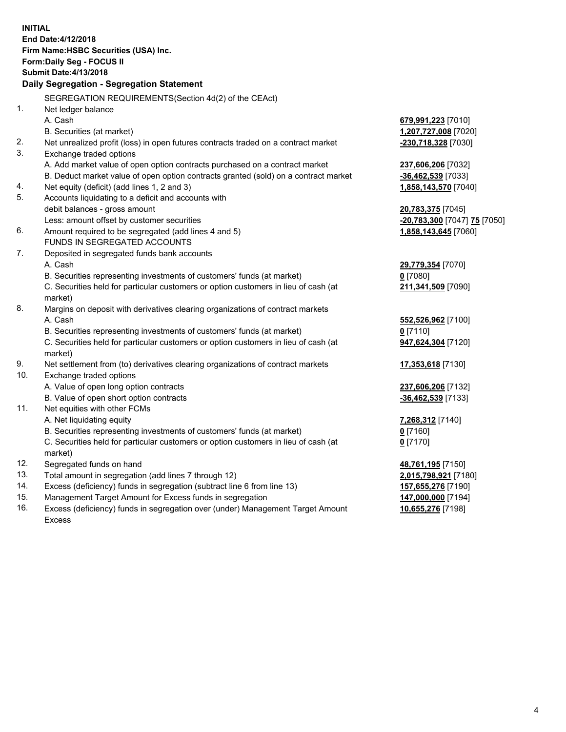**INITIAL**
**End Date:4/12/2018**
**Firm Name:HSBC Securities (USA) Inc.**
**Form:Daily Seg - FOCUS II**
**Submit Date:4/13/2018**

**Daily Segregation - Segregation Statement**

| | SEGREGATION REQUIREMENTS(Section 4d(2) of the CEAct) | |
|---|---|---|
| 1. | Net ledger balance | |
| | A. Cash | **679,991,223** [7010] |
| | B. Securities (at market) | **1,207,727,008** [7020] |
| 2. | Net unrealized profit (loss) in open futures contracts traded on a contract market | **-230,718,328** [7030] |
| 3. | Exchange traded options | |
| | A. Add market value of open option contracts purchased on a contract market | **237,606,206** [7032] |
| | B. Deduct market value of open option contracts granted (sold) on a contract market | **-36,462,539** [7033] |
| 4. | Net equity (deficit) (add lines 1, 2 and 3) | **1,858,143,570** [7040] |
| 5. | Accounts liquidating to a deficit and accounts with debit balances - gross amount | **20,783,375** [7045] |
| | Less: amount offset by customer securities | **-20,783,300** [7047] **75** [7050] |
| 6. | Amount required to be segregated (add lines 4 and 5) | **1,858,143,645** [7060] |
| | FUNDS IN SEGREGATED ACCOUNTS | |
| 7. | Deposited in segregated funds bank accounts | |
| | A. Cash | **29,779,354** [7070] |
| | B. Securities representing investments of customers' funds (at market) | **0** [7080] |
| | C. Securities held for particular customers or option customers in lieu of cash (at market) | **211,341,509** [7090] |
| 8. | Margins on deposit with derivatives clearing organizations of contract markets | |
| | A. Cash | **552,526,962** [7100] |
| | B. Securities representing investments of customers' funds (at market) | **0** [7110] |
| | C. Securities held for particular customers or option customers in lieu of cash (at market) | **947,624,304** [7120] |
| 9. | Net settlement from (to) derivatives clearing organizations of contract markets | **17,353,618** [7130] |
| 10. | Exchange traded options | |
| | A. Value of open long option contracts | **237,606,206** [7132] |
| | B. Value of open short option contracts | **-36,462,539** [7133] |
| 11. | Net equities with other FCMs | |
| | A. Net liquidating equity | **7,268,312** [7140] |
| | B. Securities representing investments of customers' funds (at market) | **0** [7160] |
| | C. Securities held for particular customers or option customers in lieu of cash (at market) | **0** [7170] |
| 12. | Segregated funds on hand | **48,761,195** [7150] |
| 13. | Total amount in segregation (add lines 7 through 12) | **2,015,798,921** [7180] |
| 14. | Excess (deficiency) funds in segregation (subtract line 6 from line 13) | **157,655,276** [7190] |
| 15. | Management Target Amount for Excess funds in segregation | **147,000,000** [7194] |
| 16. | Excess (deficiency) funds in segregation over (under) Management Target Amount Excess | **10,655,276** [7198] |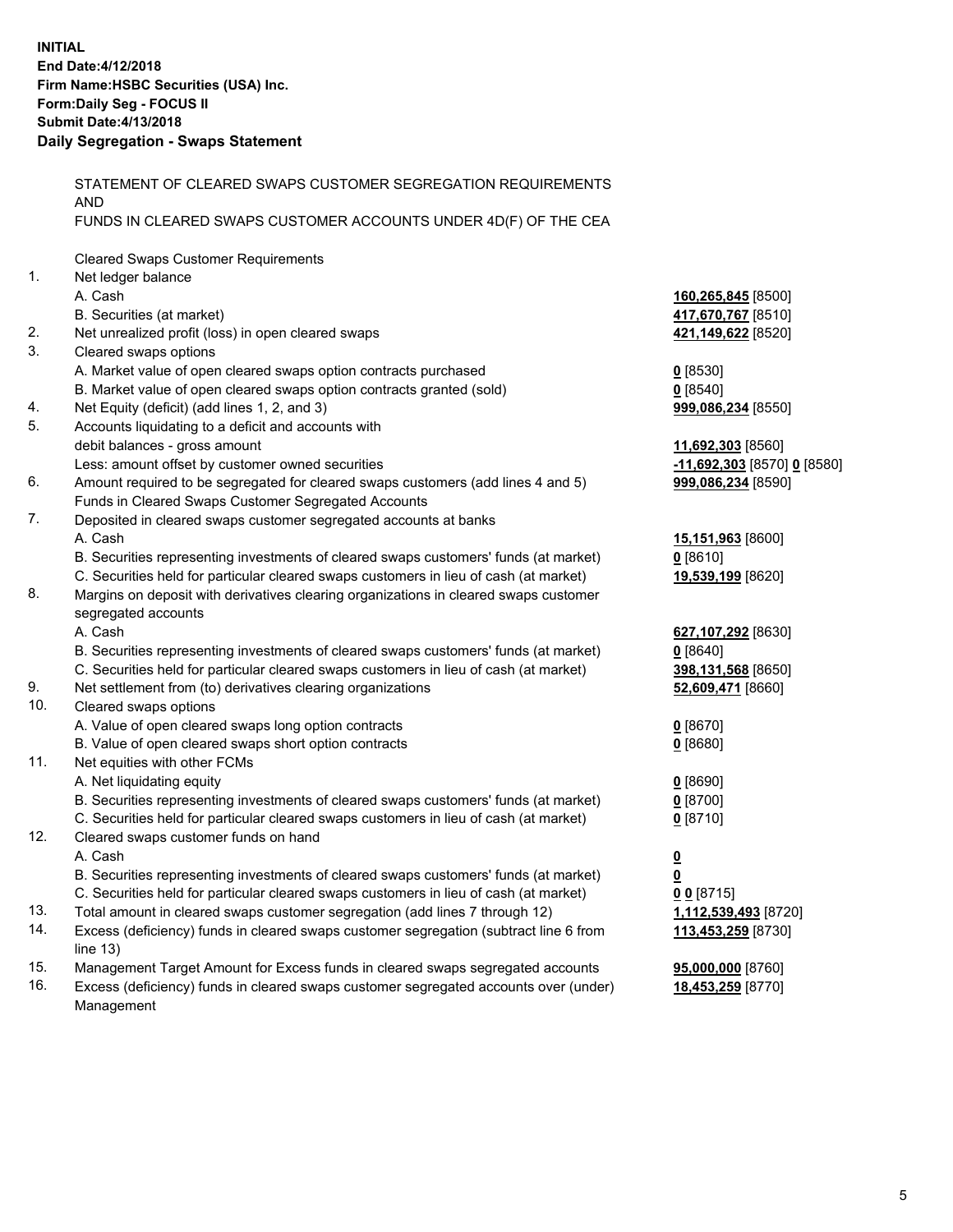**INITIAL**
**End Date:4/12/2018**
**Firm Name:HSBC Securities (USA) Inc.**
**Form:Daily Seg - FOCUS II**
**Submit Date:4/13/2018**
**Daily Segregation - Swaps Statement**

STATEMENT OF CLEARED SWAPS CUSTOMER SEGREGATION REQUIREMENTS AND FUNDS IN CLEARED SWAPS CUSTOMER ACCOUNTS UNDER 4D(F) OF THE CEA

| | | |
|---|---|---|
| | Cleared Swaps Customer Requirements | |
| 1. | Net ledger balance | |
| | A. Cash | **160,265,845** [8500] |
| | B. Securities (at market) | **417,670,767** [8510] |
| 2. | Net unrealized profit (loss) in open cleared swaps | **421,149,622** [8520] |
| 3. | Cleared swaps options | |
| | A. Market value of open cleared swaps option contracts purchased | **0** [8530] |
| | B. Market value of open cleared swaps option contracts granted (sold) | **0** [8540] |
| 4. | Net Equity (deficit) (add lines 1, 2, and 3) | **999,086,234** [8550] |
| 5. | Accounts liquidating to a deficit and accounts with debit balances - gross amount | **11,692,303** [8560] |
| | Less: amount offset by customer owned securities | **-11,692,303** [8570] **0** [8580] |
| 6. | Amount required to be segregated for cleared swaps customers (add lines 4 and 5) | **999,086,234** [8590] |
| | Funds in Cleared Swaps Customer Segregated Accounts | |
| 7. | Deposited in cleared swaps customer segregated accounts at banks | |
| | A. Cash | **15,151,963** [8600] |
| | B. Securities representing investments of cleared swaps customers' funds (at market) | **0** [8610] |
| | C. Securities held for particular cleared swaps customers in lieu of cash (at market) | **19,539,199** [8620] |
| 8. | Margins on deposit with derivatives clearing organizations in cleared swaps customer segregated accounts | |
| | A. Cash | **627,107,292** [8630] |
| | B. Securities representing investments of cleared swaps customers' funds (at market) | **0** [8640] |
| | C. Securities held for particular cleared swaps customers in lieu of cash (at market) | **398,131,568** [8650] |
| 9. | Net settlement from (to) derivatives clearing organizations | **52,609,471** [8660] |
| 10. | Cleared swaps options | |
| | A. Value of open cleared swaps long option contracts | **0** [8670] |
| | B. Value of open cleared swaps short option contracts | **0** [8680] |
| 11. | Net equities with other FCMs | |
| | A. Net liquidating equity | **0** [8690] |
| | B. Securities representing investments of cleared swaps customers' funds (at market) | **0** [8700] |
| | C. Securities held for particular cleared swaps customers in lieu of cash (at market) | **0** [8710] |
| 12. | Cleared swaps customer funds on hand | |
| | A. Cash | **0** |
| | B. Securities representing investments of cleared swaps customers' funds (at market) | **0** |
| | C. Securities held for particular cleared swaps customers in lieu of cash (at market) | **0** **0** [8715] |
| 13. | Total amount in cleared swaps customer segregation (add lines 7 through 12) | **1,112,539,493** [8720] |
| 14. | Excess (deficiency) funds in cleared swaps customer segregation (subtract line 6 from line 13) | **113,453,259** [8730] |
| 15. | Management Target Amount for Excess funds in cleared swaps segregated accounts | **95,000,000** [8760] |
| 16. | Excess (deficiency) funds in cleared swaps customer segregated accounts over (under) Management | **18,453,259** [8770] |